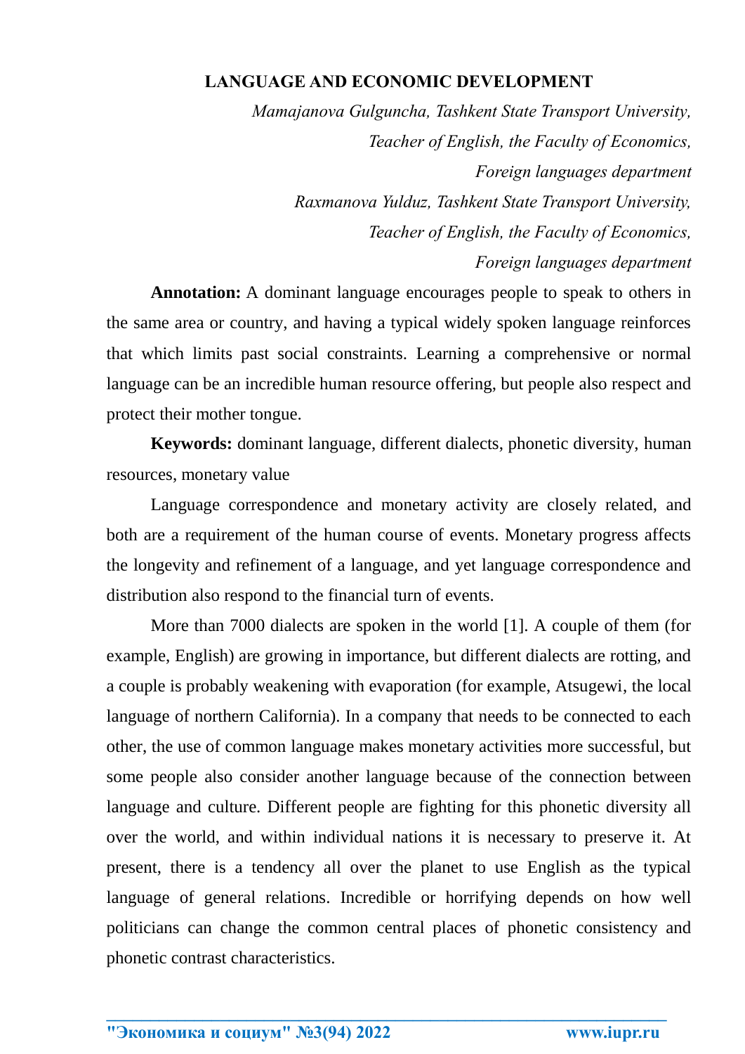# LANGUAGE AND ECONOMIC DEVELOPMENT

*Mamajanova Gulguncha, Tashkent State Transport University,*
*Teacher of English, the Faculty of Economics,*
*Foreign languages department*

*Raxmanova Yulduz, Tashkent State Transport University,*
*Teacher of English, the Faculty of Economics,*
*Foreign languages department*

**Annotation:** A dominant language encourages people to speak to others in the same area or country, and having a typical widely spoken language reinforces that which limits past social constraints. Learning a comprehensive or normal language can be an incredible human resource offering, but people also respect and protect their mother tongue.

**Keywords:** dominant language, different dialects, phonetic diversity, human resources, monetary value

Language correspondence and monetary activity are closely related, and both are a requirement of the human course of events. Monetary progress affects the longevity and refinement of a language, and yet language correspondence and distribution also respond to the financial turn of events.

More than 7000 dialects are spoken in the world [1]. A couple of them (for example, English) are growing in importance, but different dialects are rotting, and a couple is probably weakening with evaporation (for example, Atsugewi, the local language of northern California). In a company that needs to be connected to each other, the use of common language makes monetary activities more successful, but some people also consider another language because of the connection between language and culture. Different people are fighting for this phonetic diversity all over the world, and within individual nations it is necessary to preserve it. At present, there is a tendency all over the planet to use English as the typical language of general relations. Incredible or horrifying depends on how well politicians can change the common central places of phonetic consistency and phonetic contrast characteristics.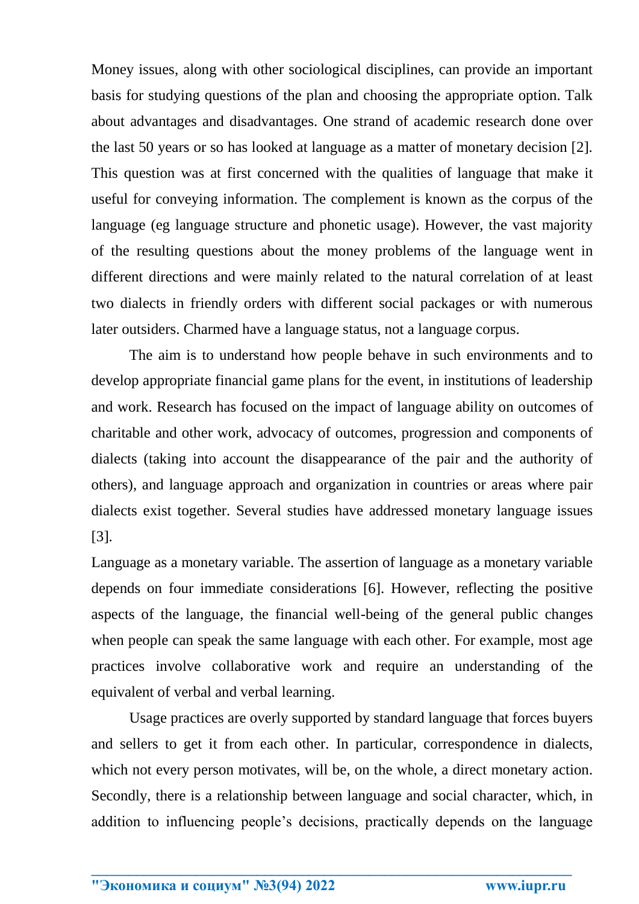Money issues, along with other sociological disciplines, can provide an important basis for studying questions of the plan and choosing the appropriate option. Talk about advantages and disadvantages. One strand of academic research done over the last 50 years or so has looked at language as a matter of monetary decision [2]. This question was at first concerned with the qualities of language that make it useful for conveying information. The complement is known as the corpus of the language (eg language structure and phonetic usage). However, the vast majority of the resulting questions about the money problems of the language went in different directions and were mainly related to the natural correlation of at least two dialects in friendly orders with different social packages or with numerous later outsiders. Charmed have a language status, not a language corpus.

The aim is to understand how people behave in such environments and to develop appropriate financial game plans for the event, in institutions of leadership and work. Research has focused on the impact of language ability on outcomes of charitable and other work, advocacy of outcomes, progression and components of dialects (taking into account the disappearance of the pair and the authority of others), and language approach and organization in countries or areas where pair dialects exist together. Several studies have addressed monetary language issues [3].

Language as a monetary variable. The assertion of language as a monetary variable depends on four immediate considerations [6]. However, reflecting the positive aspects of the language, the financial well-being of the general public changes when people can speak the same language with each other. For example, most age practices involve collaborative work and require an understanding of the equivalent of verbal and verbal learning.

Usage practices are overly supported by standard language that forces buyers and sellers to get it from each other. In particular, correspondence in dialects, which not every person motivates, will be, on the whole, a direct monetary action. Secondly, there is a relationship between language and social character, which, in addition to influencing people's decisions, practically depends on the language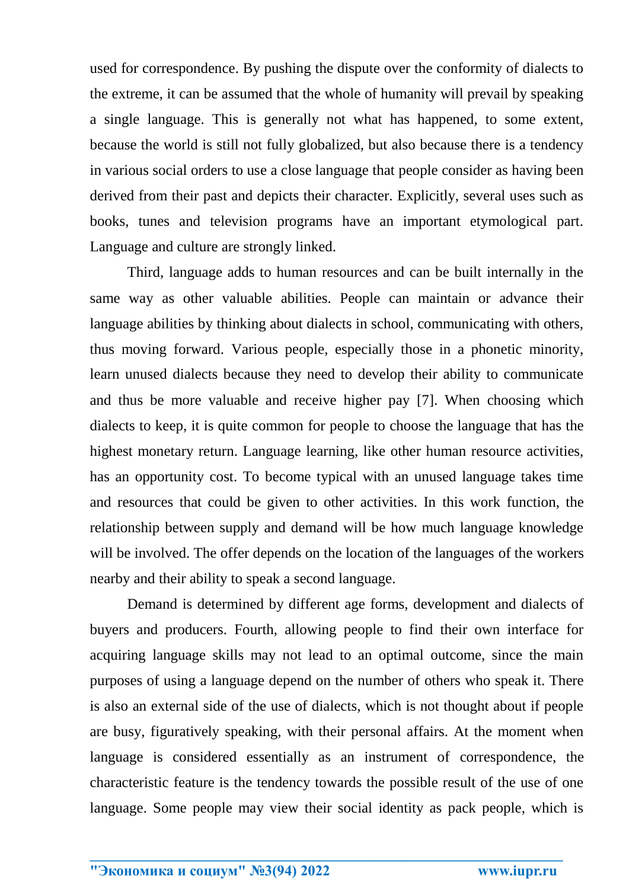used for correspondence. By pushing the dispute over the conformity of dialects to the extreme, it can be assumed that the whole of humanity will prevail by speaking a single language. This is generally not what has happened, to some extent, because the world is still not fully globalized, but also because there is a tendency in various social orders to use a close language that people consider as having been derived from their past and depicts their character. Explicitly, several uses such as books, tunes and television programs have an important etymological part. Language and culture are strongly linked.

Third, language adds to human resources and can be built internally in the same way as other valuable abilities. People can maintain or advance their language abilities by thinking about dialects in school, communicating with others, thus moving forward. Various people, especially those in a phonetic minority, learn unused dialects because they need to develop their ability to communicate and thus be more valuable and receive higher pay [7]. When choosing which dialects to keep, it is quite common for people to choose the language that has the highest monetary return. Language learning, like other human resource activities, has an opportunity cost. To become typical with an unused language takes time and resources that could be given to other activities. In this work function, the relationship between supply and demand will be how much language knowledge will be involved. The offer depends on the location of the languages of the workers nearby and their ability to speak a second language.

Demand is determined by different age forms, development and dialects of buyers and producers. Fourth, allowing people to find their own interface for acquiring language skills may not lead to an optimal outcome, since the main purposes of using a language depend on the number of others who speak it. There is also an external side of the use of dialects, which is not thought about if people are busy, figuratively speaking, with their personal affairs. At the moment when language is considered essentially as an instrument of correspondence, the characteristic feature is the tendency towards the possible result of the use of one language. Some people may view their social identity as pack people, which is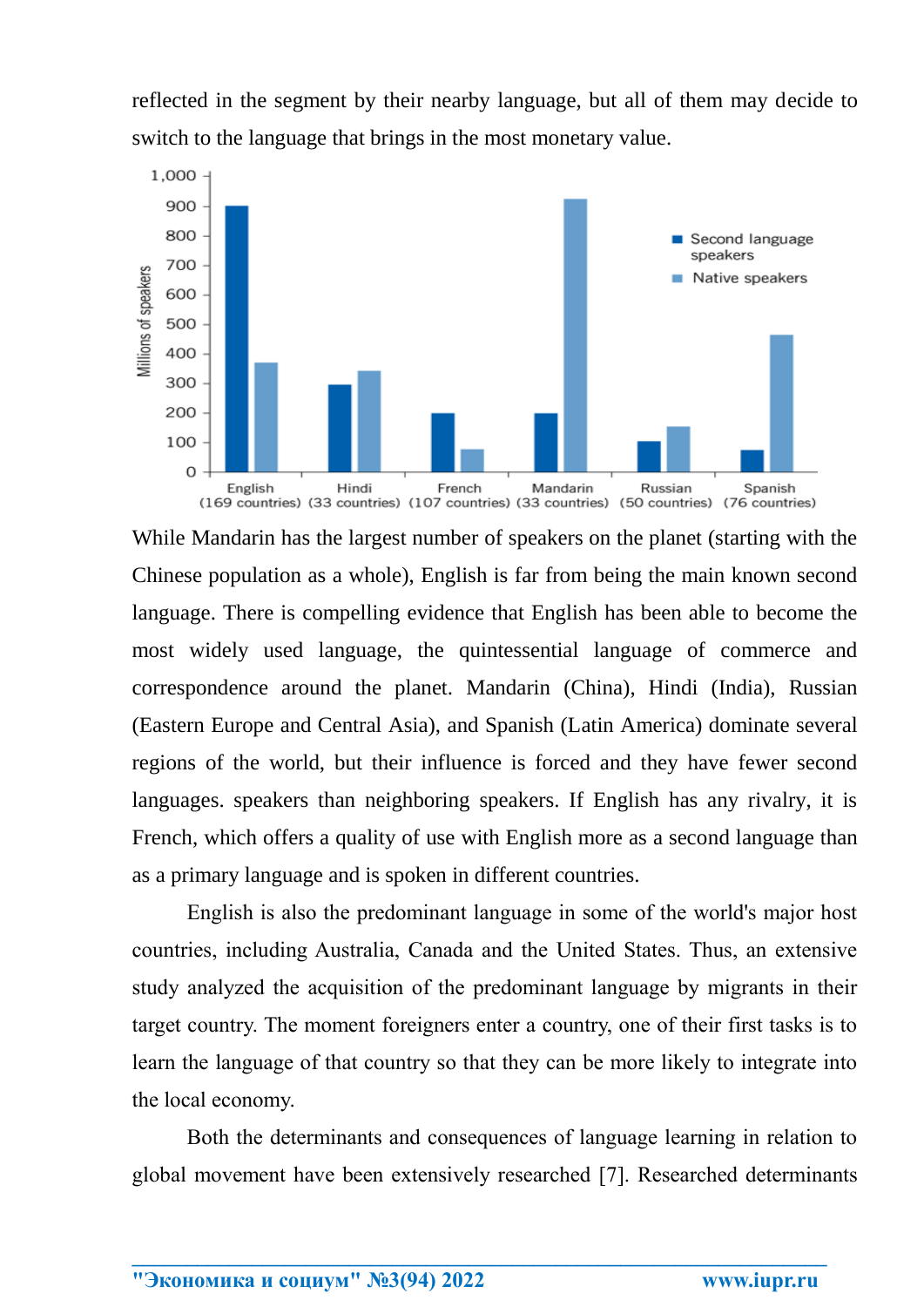reflected in the segment by their nearby language, but all of them may decide to switch to the language that brings in the most monetary value.

While Mandarin has the largest number of speakers on the planet (starting with the Chinese population as a whole), English is far from being the main known second language. There is compelling evidence that English has been able to become the most widely used language, the quintessential language of commerce and correspondence around the planet. Mandarin (China), Hindi (India), Russian (Eastern Europe and Central Asia), and Spanish (Latin America) dominate several regions of the world, but their influence is forced and they have fewer second languages. speakers than neighboring speakers. If English has any rivalry, it is French, which offers a quality of use with English more as a second language than as a primary language and is spoken in different countries.

English is also the predominant language in some of the world's major host countries, including Australia, Canada and the United States. Thus, an extensive study analyzed the acquisition of the predominant language by migrants in their target country. The moment foreigners enter a country, one of their first tasks is to learn the language of that country so that they can be more likely to integrate into the local economy.

Both the determinants and consequences of language learning in relation to global movement have been extensively researched [7]. Researched determinants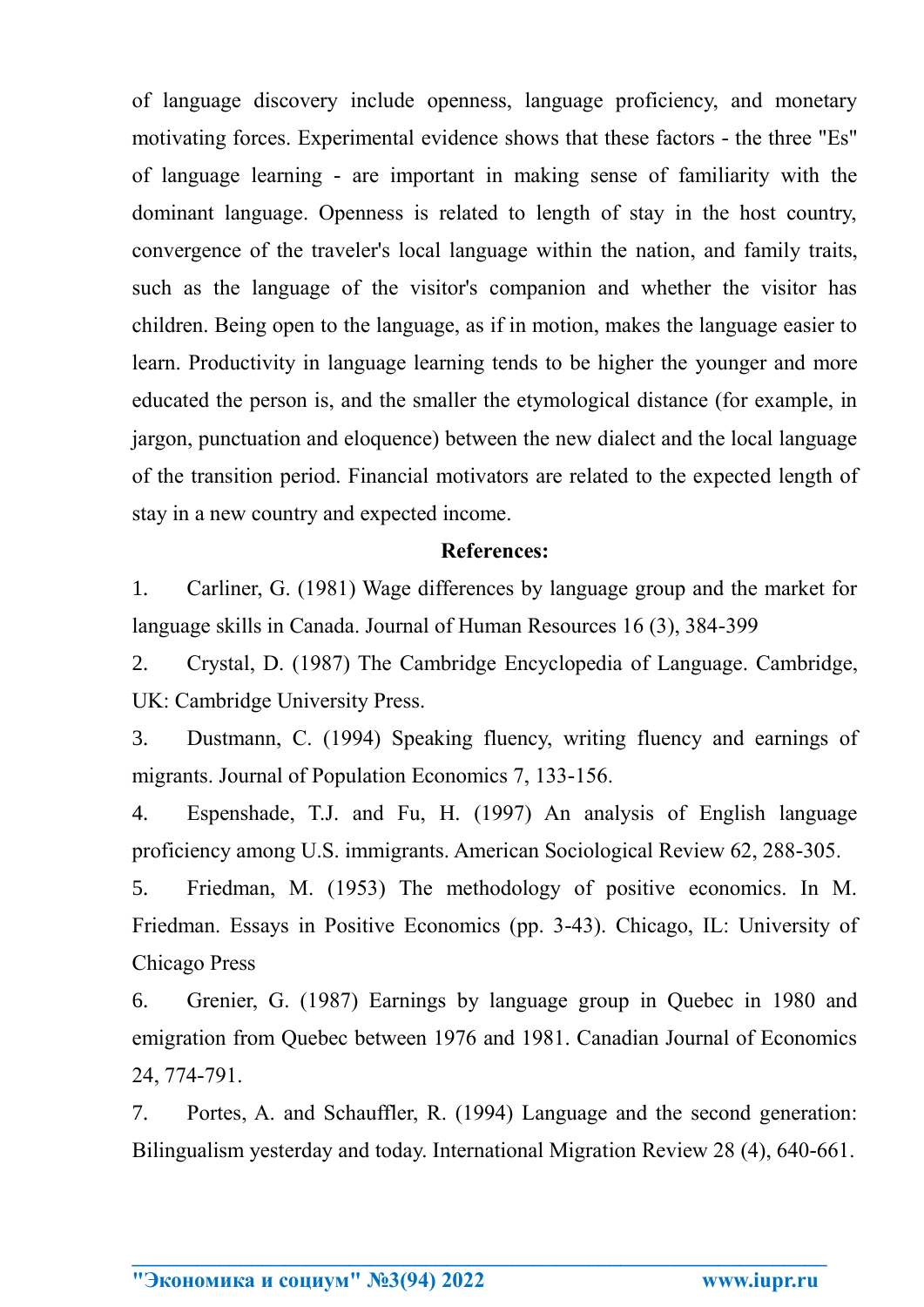of language discovery include openness, language proficiency, and monetary motivating forces. Experimental evidence shows that these factors - the three "Es" of language learning - are important in making sense of familiarity with the dominant language. Openness is related to length of stay in the host country, convergence of the traveler's local language within the nation, and family traits, such as the language of the visitor's companion and whether the visitor has children. Being open to the language, as if in motion, makes the language easier to learn. Productivity in language learning tends to be higher the younger and more educated the person is, and the smaller the etymological distance (for example, in jargon, punctuation and eloquence) between the new dialect and the local language of the transition period. Financial motivators are related to the expected length of stay in a new country and expected income.

**References:**

1. Carliner, G. (1981) Wage differences by language group and the market for language skills in Canada. Journal of Human Resources 16 (3), 384-399
2. Crystal, D. (1987) The Cambridge Encyclopedia of Language. Cambridge, UK: Cambridge University Press.
3. Dustmann, C. (1994) Speaking fluency, writing fluency and earnings of migrants. Journal of Population Economics 7, 133-156.
4. Espenshade, T.J. and Fu, H. (1997) An analysis of English language proficiency among U.S. immigrants. American Sociological Review 62, 288-305.
5. Friedman, M. (1953) The methodology of positive economics. In M. Friedman. Essays in Positive Economics (pp. 3-43). Chicago, IL: University of Chicago Press
6. Grenier, G. (1987) Earnings by language group in Quebec in 1980 and emigration from Quebec between 1976 and 1981. Canadian Journal of Economics 24, 774-791.
7. Portes, A. and Schauffler, R. (1994) Language and the second generation: Bilingualism yesterday and today. International Migration Review 28 (4), 640-661.